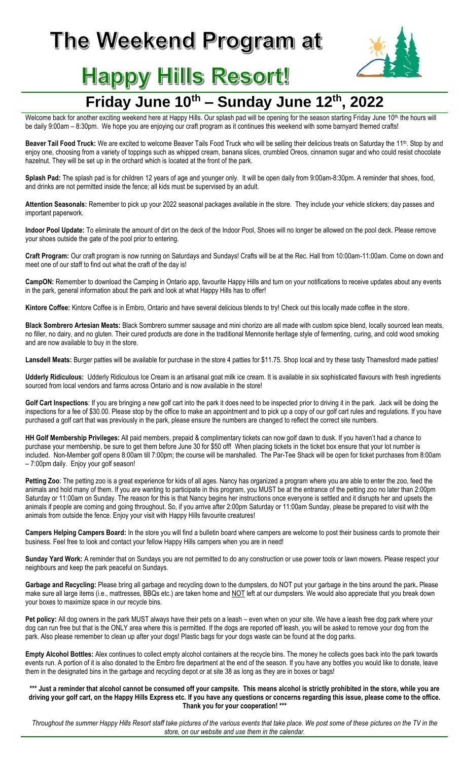# The Weekend Program at Happy Hills Resort!

## Friday June 10th – Sunday June 12th, 2022

Welcome back for another exciting weekend here at Happy Hills. Our splash pad will be opening for the season starting Friday June 10th, the hours will be daily 9:00am – 8:30pm. We hope you are enjoying our craft program as it continues this weekend with some barnyard themed crafts!

**Beaver Tail Food Truck:** We are excited to welcome Beaver Tails Food Truck who will be selling their delicious treats on Saturday the 11th. Stop by and enjoy one, choosing from a variety of toppings such as whipped cream, banana slices, crumbled Oreos, cinnamon sugar and who could resist chocolate hazelnut. They will be set up in the orchard which is located at the front of the park.

**Splash Pad:** The splash pad is for children 12 years of age and younger only. It will be open daily from 9:00am-8:30pm. A reminder that shoes, food, and drinks are not permitted inside the fence; all kids must be supervised by an adult.

**Attention Seasonals:** Remember to pick up your 2022 seasonal packages available in the store. They include your vehicle stickers; day passes and important paperwork.

**Indoor Pool Update:** To eliminate the amount of dirt on the deck of the Indoor Pool, Shoes will no longer be allowed on the pool deck. Please remove your shoes outside the gate of the pool prior to entering.

**Craft Program:** Our craft program is now running on Saturdays and Sundays! Crafts will be at the Rec. Hall from 10:00am-11:00am. Come on down and meet one of our staff to find out what the craft of the day is!

**CampON:** Remember to download the Camping in Ontario app, favourite Happy Hills and turn on your notifications to receive updates about any events in the park, general information about the park and look at what Happy Hills has to offer!

**Kintore Coffee:** Kintore Coffee is in Embro, Ontario and have several delicious blends to try! Check out this locally made coffee in the store.

**Black Sombrero Artesian Meats:** Black Sombrero summer sausage and mini chorizo are all made with custom spice blend, locally sourced lean meats, no filler, no dairy, and no gluten. Their cured products are done in the traditional Mennonite heritage style of fermenting, curing, and cold wood smoking and are now available to buy in the store.

**Lansdell Meats:** Burger patties will be available for purchase in the store 4 patties for $11.75. Shop local and try these tasty Thamesford made patties!

**Udderly Ridiculous:** Udderly Ridiculous Ice Cream is an artisanal goat milk ice cream. It is available in six sophisticated flavours with fresh ingredients sourced from local vendors and farms across Ontario and is now available in the store!

**Golf Cart Inspections**: If you are bringing a new golf cart into the park it does need to be inspected prior to driving it in the park. Jack will be doing the inspections for a fee of $30.00. Please stop by the office to make an appointment and to pick up a copy of our golf cart rules and regulations. If you have purchased a golf cart that was previously in the park, please ensure the numbers are changed to reflect the correct site numbers.

**HH Golf Membership Privileges:** All paid members, prepaid & complimentary tickets can now golf dawn to dusk. If you haven't had a chance to purchase your membership, be sure to get them before June 30 for $50 off! When placing tickets in the ticket box ensure that your lot number is included. Non-Member golf opens 8:00am till 7:00pm; the course will be marshalled. The Par-Tee Shack will be open for ticket purchases from 8:00am – 7:00pm daily. Enjoy your golf season!

**Petting Zoo**: The petting zoo is a great experience for kids of all ages. Nancy has organized a program where you are able to enter the zoo, feed the animals and hold many of them. If you are wanting to participate in this program, you MUST be at the entrance of the petting zoo no later than 2:00pm Saturday or 11:00am on Sunday. The reason for this is that Nancy begins her instructions once everyone is settled and it disrupts her and upsets the animals if people are coming and going throughout. So, if you arrive after 2:00pm Saturday or 11:00am Sunday, please be prepared to visit with the animals from outside the fence. Enjoy your visit with Happy Hills favourite creatures!

**Campers Helping Campers Board:** In the store you will find a bulletin board where campers are welcome to post their business cards to promote their business. Feel free to look and contact your fellow Happy Hills campers when you are in need!

**Sunday Yard Work:** A reminder that on Sundays you are not permitted to do any construction or use power tools or lawn mowers. Please respect your neighbours and keep the park peaceful on Sundays.

**Garbage and Recycling:** Please bring all garbage and recycling down to the dumpsters, do NOT put your garbage in the bins around the park**.** Please make sure all large items (i.e., mattresses, BBQs etc.) are taken home and <u>NOT</u> left at our dumpsters. We would also appreciate that you break down your boxes to maximize space in our recycle bins.

**Pet policy:** All dog owners in the park MUST always have their pets on a leash – even when on your site. We have a leash free dog park where your dog can run free but that is the ONLY area where this is permitted. If the dogs are reported off leash, you will be asked to remove your dog from the park. Also please remember to clean up after your dogs! Plastic bags for your dogs waste can be found at the dog parks.

**Empty Alcohol Bottles:** Alex continues to collect empty alcohol containers at the recycle bins. The money he collects goes back into the park towards events run. A portion of it is also donated to the Embro fire department at the end of the season. If you have any bottles you would like to donate, leave them in the designated bins in the garbage and recycling depot or at site 38 as long as they are in boxes or bags!

**\*\*\* Just a reminder that alcohol cannot be consumed off your campsite. This means alcohol is strictly prohibited in the store, while you are driving your golf cart, on the Happy Hills Express etc. If you have any questions or concerns regarding this issue, please come to the office. Thank you for your cooperation! \*\*\***

*Throughout the summer Happy Hills Resort staff take pictures of the various events that take place. We post some of these pictures on the TV in the store, on our website and use them in the calendar.*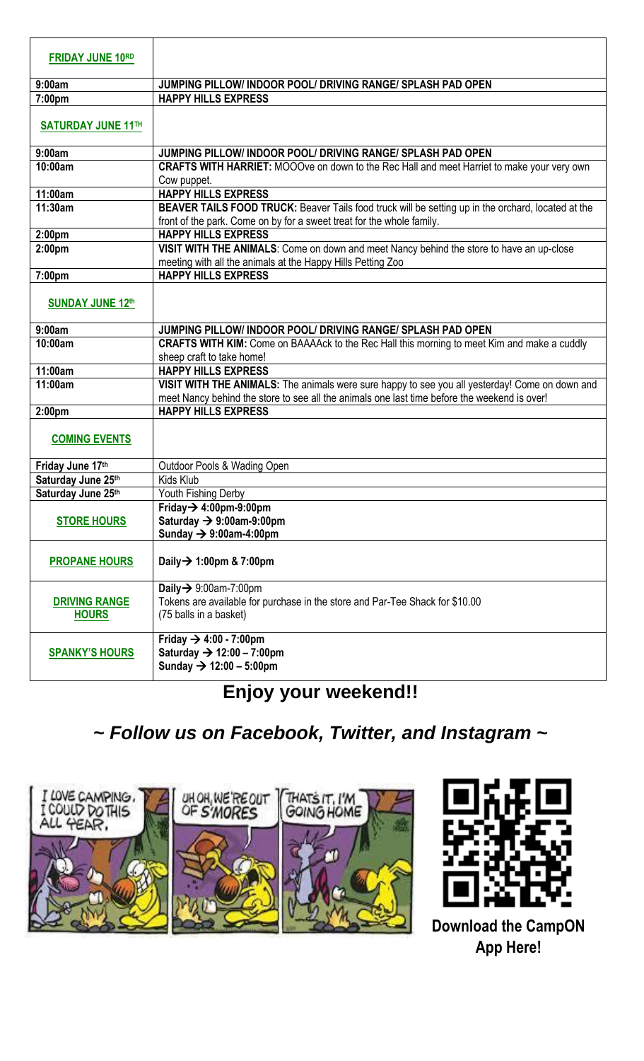| | |
|---|---|
| **FRIDAY JUNE 10RD** | |
| 9:00am | JUMPING PILLOW/ INDOOR POOL/ DRIVING RANGE/ SPLASH PAD OPEN |
| 7:00pm | HAPPY HILLS EXPRESS |
| **SATURDAY JUNE 11TH** | |
| 9:00am | JUMPING PILLOW/ INDOOR POOL/ DRIVING RANGE/ SPLASH PAD OPEN |
| 10:00am | **CRAFTS WITH HARRIET:** MOOOve on down to the Rec Hall and meet Harriet to make your very own Cow puppet. |
| 11:00am | HAPPY HILLS EXPRESS |
| 11:30am | **BEAVER TAILS FOOD TRUCK:** Beaver Tails food truck will be setting up in the orchard, located at the front of the park. Come on by for a sweet treat for the whole family. |
| 2:00pm | HAPPY HILLS EXPRESS |
| 2:00pm | **VISIT WITH THE ANIMALS**: Come on down and meet Nancy behind the store to have an up-close meeting with all the animals at the Happy Hills Petting Zoo |
| 7:00pm | HAPPY HILLS EXPRESS |
| **SUNDAY JUNE 12th** | |
| 9:00am | JUMPING PILLOW/ INDOOR POOL/ DRIVING RANGE/ SPLASH PAD OPEN |
| 10:00am | **CRAFTS WITH KIM:** Come on BAAAAck to the Rec Hall this morning to meet Kim and make a cuddly sheep craft to take home! |
| 11:00am | HAPPY HILLS EXPRESS |
| 11:00am | **VISIT WITH THE ANIMALS:** The animals were sure happy to see you all yesterday! Come on down and meet Nancy behind the store to see all the animals one last time before the weekend is over! |
| 2:00pm | HAPPY HILLS EXPRESS |
| **COMING EVENTS** | |
| Friday June 17th | Outdoor Pools & Wading Open |
| Saturday June 25th | Kids Klub |
| Saturday June 25th | Youth Fishing Derby |
| **STORE HOURS** | Friday → 4:00pm-9:00pm<br>Saturday → 9:00am-9:00pm<br>Sunday → 9:00am-4:00pm |
| **PROPANE HOURS** | Daily → 1:00pm & 7:00pm |
| **DRIVING RANGE HOURS** | Daily → 9:00am-7:00pm<br>Tokens are available for purchase in the store and Par-Tee Shack for $10.00<br>(75 balls in a basket) |
| **SPANKY'S HOURS** | Friday → 4:00 - 7:00pm<br>Saturday → 12:00 – 7:00pm<br>Sunday → 12:00 – 5:00pm |

# Enjoy your weekend!!

## *~ Follow us on Facebook, Twitter, and Instagram ~*

**Download the CampON App Here!**